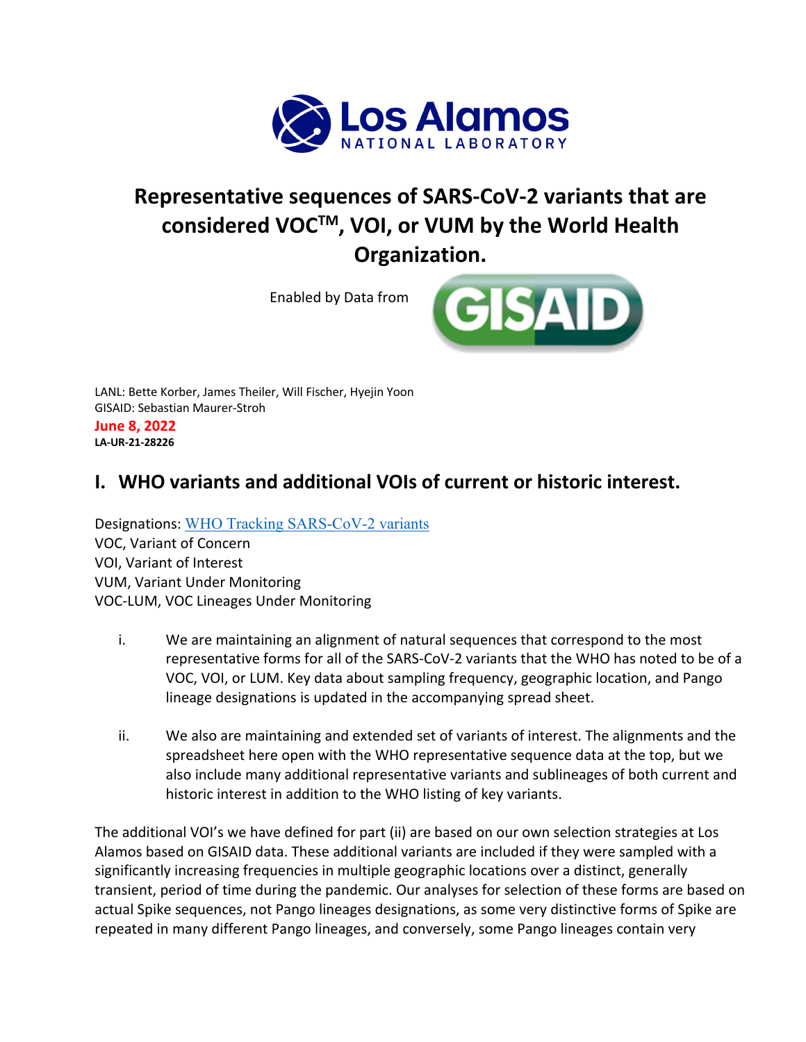# Representative sequences of SARS-CoV-2 variants that are considered VOC[TM], VOI, or VUM by the World Health Organization.

Enabled by Data from GISAID

LANL: Bette Korber, James Theiler, Will Fischer, Hyejin Yoon
GISAID: Sebastian Maurer-Stroh
**June 8, 2022**
**LA-UR-21-28226**

## I. WHO variants and additional VOIs of current or historic interest.

Designations: [WHO Tracking SARS-CoV-2 variants]
VOC, Variant of Concern
VOI, Variant of Interest
VUM, Variant Under Monitoring
VOC-LUM, VOC Lineages Under Monitoring

i. We are maintaining an alignment of natural sequences that correspond to the most representative forms for all of the SARS-CoV-2 variants that the WHO has noted to be of a VOC, VOI, or LUM. Key data about sampling frequency, geographic location, and Pango lineage designations is updated in the accompanying spread sheet.

ii. We also are maintaining and extended set of variants of interest. The alignments and the spreadsheet here open with the WHO representative sequence data at the top, but we also include many additional representative variants and sublineages of both current and historic interest in addition to the WHO listing of key variants.

The additional VOI's we have defined for part (ii) are based on our own selection strategies at Los Alamos based on GISAID data. These additional variants are included if they were sampled with a significantly increasing frequencies in multiple geographic locations over a distinct, generally transient, period of time during the pandemic. Our analyses for selection of these forms are based on actual Spike sequences, not Pango lineages designations, as some very distinctive forms of Spike are repeated in many different Pango lineages, and conversely, some Pango lineages contain very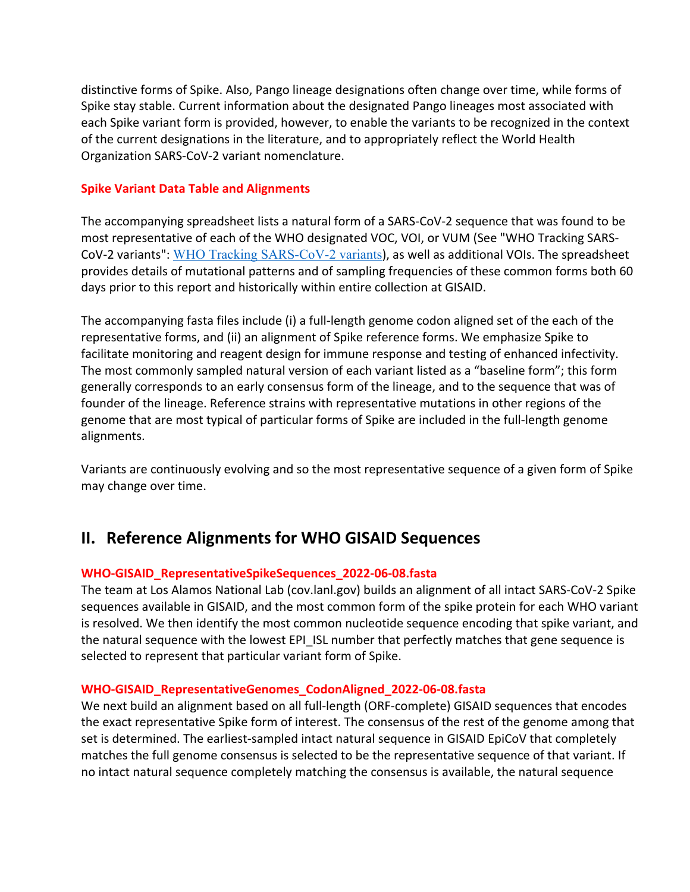distinctive forms of Spike. Also, Pango lineage designations often change over time, while forms of Spike stay stable. Current information about the designated Pango lineages most associated with each Spike variant form is provided, however, to enable the variants to be recognized in the context of the current designations in the literature, and to appropriately reflect the World Health Organization SARS-CoV-2 variant nomenclature.

### Spike Variant Data Table and Alignments

The accompanying spreadsheet lists a natural form of a SARS-CoV-2 sequence that was found to be most representative of each of the WHO designated VOC, VOI, or VUM (See "WHO Tracking SARS-CoV-2 variants": WHO Tracking SARS-CoV-2 variants), as well as additional VOIs. The spreadsheet provides details of mutational patterns and of sampling frequencies of these common forms both 60 days prior to this report and historically within entire collection at GISAID.

The accompanying fasta files include (i) a full-length genome codon aligned set of the each of the representative forms, and (ii) an alignment of Spike reference forms. We emphasize Spike to facilitate monitoring and reagent design for immune response and testing of enhanced infectivity. The most commonly sampled natural version of each variant listed as a "baseline form"; this form generally corresponds to an early consensus form of the lineage, and to the sequence that was of founder of the lineage. Reference strains with representative mutations in other regions of the genome that are most typical of particular forms of Spike are included in the full-length genome alignments.

Variants are continuously evolving and so the most representative sequence of a given form of Spike may change over time.

## II. Reference Alignments for WHO GISAID Sequences

### WHO-GISAID_RepresentativeSpikeSequences_2022-06-08.fasta

The team at Los Alamos National Lab (cov.lanl.gov) builds an alignment of all intact SARS-CoV-2 Spike sequences available in GISAID, and the most common form of the spike protein for each WHO variant is resolved. We then identify the most common nucleotide sequence encoding that spike variant, and the natural sequence with the lowest EPI_ISL number that perfectly matches that gene sequence is selected to represent that particular variant form of Spike.

### WHO-GISAID_RepresentativeGenomes_CodonAligned_2022-06-08.fasta

We next build an alignment based on all full-length (ORF-complete) GISAID sequences that encodes the exact representative Spike form of interest. The consensus of the rest of the genome among that set is determined. The earliest-sampled intact natural sequence in GISAID EpiCoV that completely matches the full genome consensus is selected to be the representative sequence of that variant. If no intact natural sequence completely matching the consensus is available, the natural sequence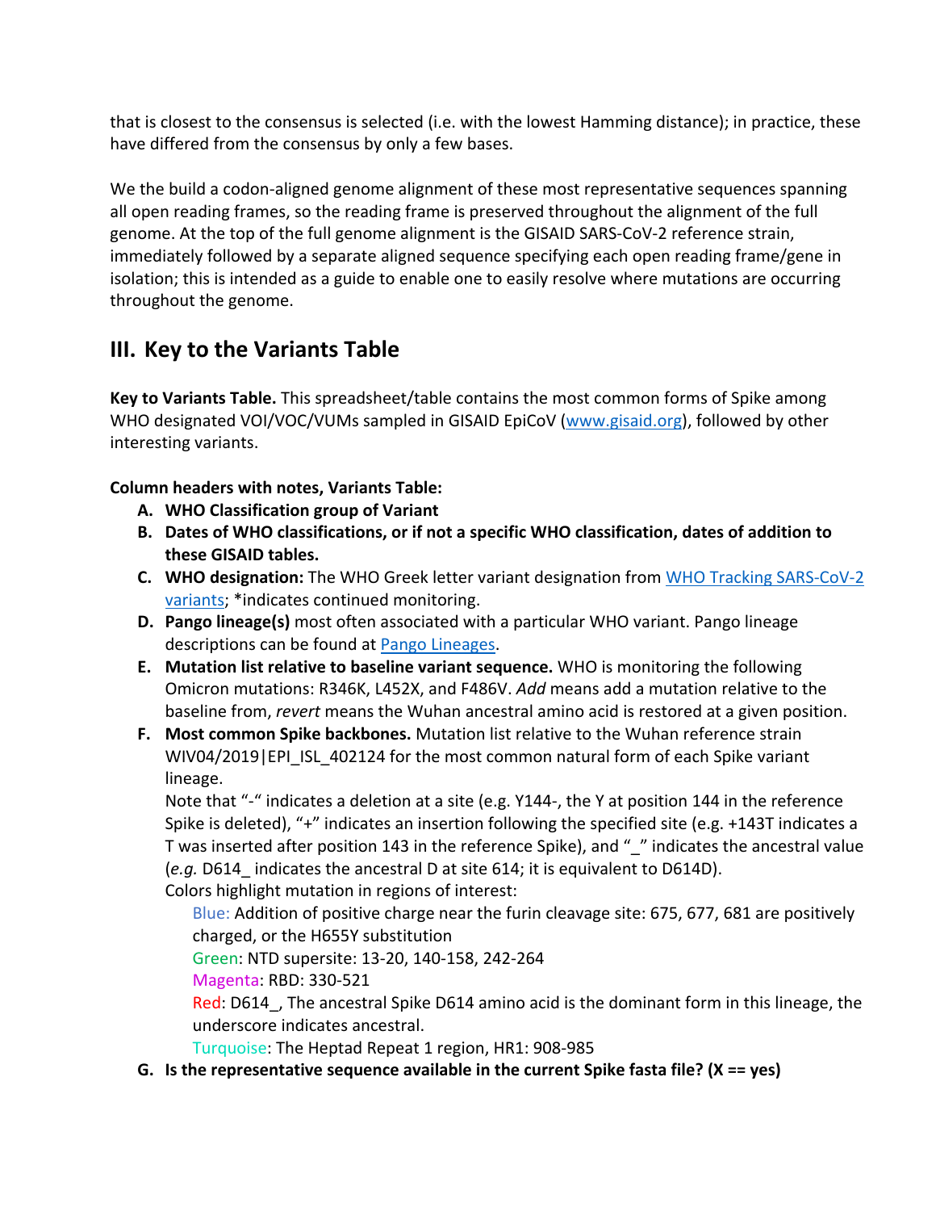that is closest to the consensus is selected (i.e. with the lowest Hamming distance); in practice, these have differed from the consensus by only a few bases.

We the build a codon-aligned genome alignment of these most representative sequences spanning all open reading frames, so the reading frame is preserved throughout the alignment of the full genome. At the top of the full genome alignment is the GISAID SARS-CoV-2 reference strain, immediately followed by a separate aligned sequence specifying each open reading frame/gene in isolation; this is intended as a guide to enable one to easily resolve where mutations are occurring throughout the genome.

## III. Key to the Variants Table

**Key to Variants Table.** This spreadsheet/table contains the most common forms of Spike among WHO designated VOI/VOC/VUMs sampled in GISAID EpiCoV (www.gisaid.org), followed by other interesting variants.

**Column headers with notes, Variants Table:**

A. **WHO Classification group of Variant**
B. **Dates of WHO classifications, or if not a specific WHO classification, dates of addition to these GISAID tables.**
C. **WHO designation:** The WHO Greek letter variant designation from WHO Tracking SARS-CoV-2 variants; *indicates continued monitoring.
D. **Pango lineage(s)** most often associated with a particular WHO variant. Pango lineage descriptions can be found at Pango Lineages.
E. **Mutation list relative to baseline variant sequence.** WHO is monitoring the following Omicron mutations: R346K, L452X, and F486V. *Add* means add a mutation relative to the baseline from, *revert* means the Wuhan ancestral amino acid is restored at a given position.
F. **Most common Spike backbones.** Mutation list relative to the Wuhan reference strain WIV04/2019|EPI_ISL_402124 for the most common natural form of each Spike variant lineage.
   Note that "-" indicates a deletion at a site (e.g. Y144-, the Y at position 144 in the reference Spike is deleted), "+" indicates an insertion following the specified site (e.g. +143T indicates a T was inserted after position 143 in the reference Spike), and "_" indicates the ancestral value (*e.g.* D614_ indicates the ancestral D at site 614; it is equivalent to D614D).
   Colors highlight mutation in regions of interest:
   - Blue: Addition of positive charge near the furin cleavage site: 675, 677, 681 are positively charged, or the H655Y substitution
   - Green: NTD supersite: 13-20, 140-158, 242-264
   - Magenta: RBD: 330-521
   - Red: D614_, The ancestral Spike D614 amino acid is the dominant form in this lineage, the underscore indicates ancestral.
   - Turquoise: The Heptad Repeat 1 region, HR1: 908-985
G. **Is the representative sequence available in the current Spike fasta file? (X == yes)**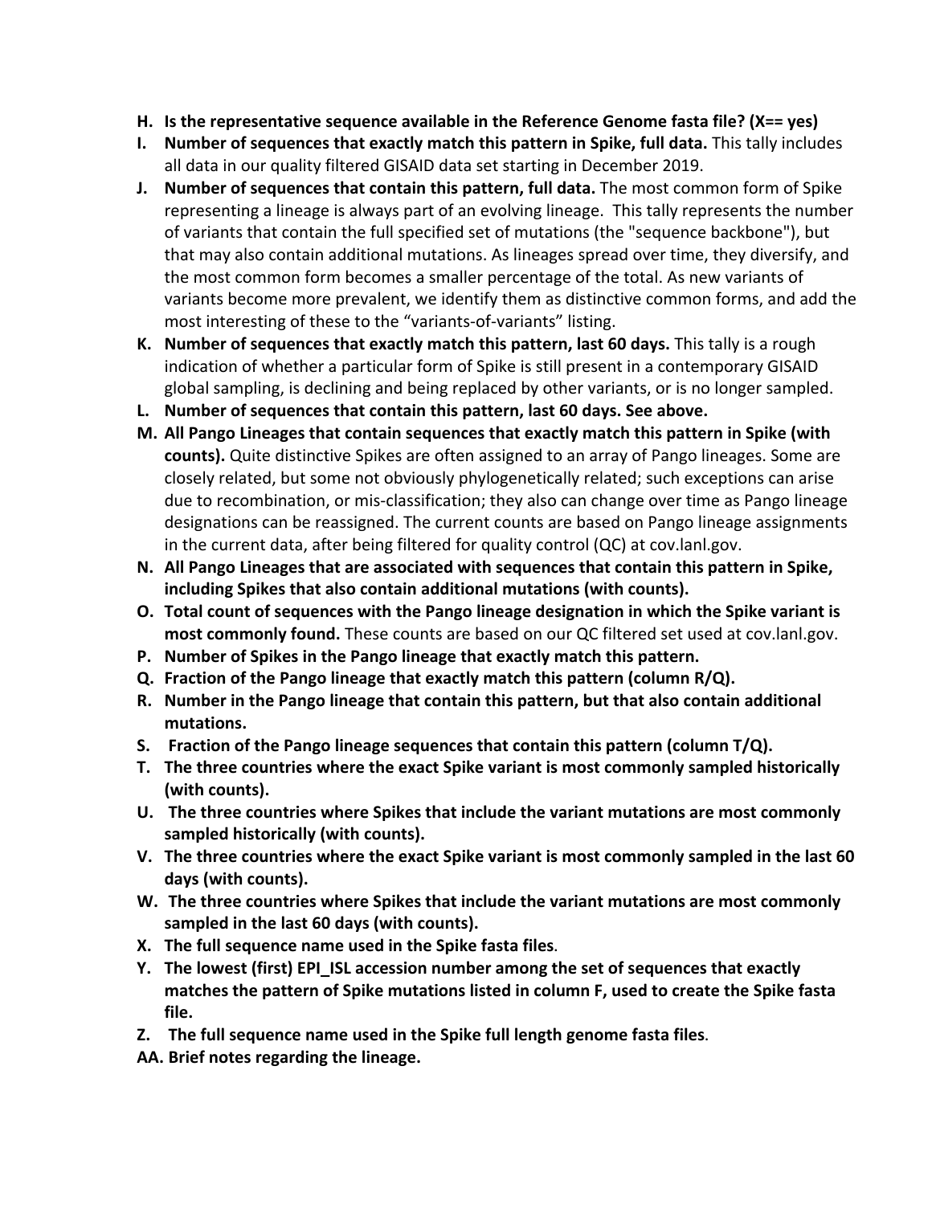H. **Is the representative sequence available in the Reference Genome fasta file? (X== yes)**

I. **Number of sequences that exactly match this pattern in Spike, full data.** This tally includes all data in our quality filtered GISAID data set starting in December 2019.

J. **Number of sequences that contain this pattern, full data.** The most common form of Spike representing a lineage is always part of an evolving lineage. This tally represents the number of variants that contain the full specified set of mutations (the "sequence backbone"), but that may also contain additional mutations. As lineages spread over time, they diversify, and the most common form becomes a smaller percentage of the total. As new variants of variants become more prevalent, we identify them as distinctive common forms, and add the most interesting of these to the "variants-of-variants" listing.

K. **Number of sequences that exactly match this pattern, last 60 days.** This tally is a rough indication of whether a particular form of Spike is still present in a contemporary GISAID global sampling, is declining and being replaced by other variants, or is no longer sampled.

L. **Number of sequences that contain this pattern, last 60 days. See above.**

M. **All Pango Lineages that contain sequences that exactly match this pattern in Spike (with counts).** Quite distinctive Spikes are often assigned to an array of Pango lineages. Some are closely related, but some not obviously phylogenetically related; such exceptions can arise due to recombination, or mis-classification; they also can change over time as Pango lineage designations can be reassigned. The current counts are based on Pango lineage assignments in the current data, after being filtered for quality control (QC) at cov.lanl.gov.

N. **All Pango Lineages that are associated with sequences that contain this pattern in Spike, including Spikes that also contain additional mutations (with counts).**

O. **Total count of sequences with the Pango lineage designation in which the Spike variant is most commonly found.** These counts are based on our QC filtered set used at cov.lanl.gov.

P. **Number of Spikes in the Pango lineage that exactly match this pattern.**

Q. **Fraction of the Pango lineage that exactly match this pattern (column R/Q).**

R. **Number in the Pango lineage that contain this pattern, but that also contain additional mutations.**

S. **Fraction of the Pango lineage sequences that contain this pattern (column T/Q).**

T. **The three countries where the exact Spike variant is most commonly sampled historically (with counts).**

U. **The three countries where Spikes that include the variant mutations are most commonly sampled historically (with counts).**

V. **The three countries where the exact Spike variant is most commonly sampled in the last 60 days (with counts).**

W. **The three countries where Spikes that include the variant mutations are most commonly sampled in the last 60 days (with counts).**

X. **The full sequence name used in the Spike fasta files**.

Y. **The lowest (first) EPI_ISL accession number among the set of sequences that exactly matches the pattern of Spike mutations listed in column F, used to create the Spike fasta file.**

Z. **The full sequence name used in the Spike full length genome fasta files**.

AA. **Brief notes regarding the lineage.**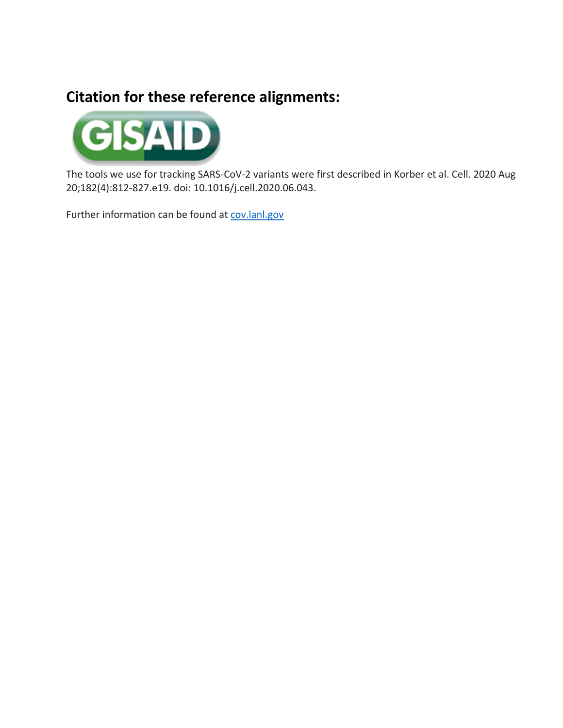## Citation for these reference alignments:

GISAID

The tools we use for tracking SARS-CoV-2 variants were first described in Korber et al. Cell. 2020 Aug 20;182(4):812-827.e19. doi: 10.1016/j.cell.2020.06.043.

Further information can be found at [cov.lanl.gov](cov.lanl.gov)